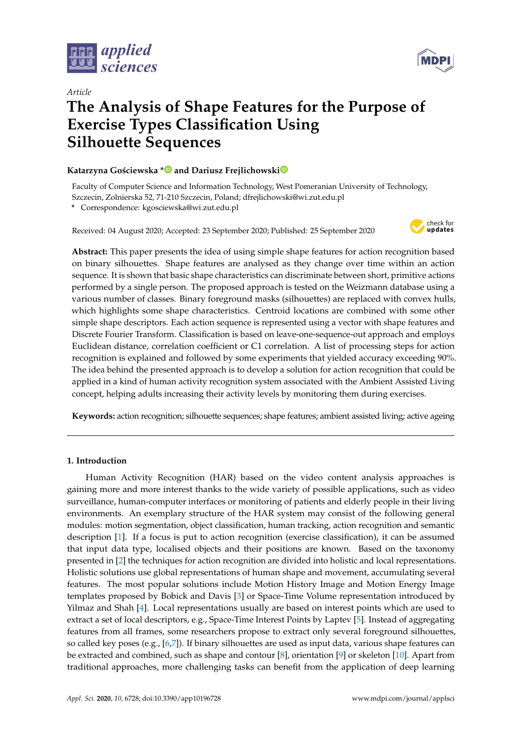*Article*

# The Analysis of Shape Features for the Purpose of Exercise Types Classification Using Silhouette Sequences

**Katarzyna Gościewska * and Dariusz Frejlichowski**

Faculty of Computer Science and Information Technology, West Pomeranian University of Technology, Szczecin, Zolnierska 52, 71-210 Szczecin, Poland; dfrejlichowski@wi.zut.edu.pl

* Correspondence: kgosciewska@wi.zut.edu.pl

Received: 04 August 2020; Accepted: 23 September 2020; Published: 25 September 2020

**Abstract:** This paper presents the idea of using simple shape features for action recognition based on binary silhouettes. Shape features are analysed as they change over time within an action sequence. It is shown that basic shape characteristics can discriminate between short, primitive actions performed by a single person. The proposed approach is tested on the Weizmann database using a various number of classes. Binary foreground masks (silhouettes) are replaced with convex hulls, which highlights some shape characteristics. Centroid locations are combined with some other simple shape descriptors. Each action sequence is represented using a vector with shape features and Discrete Fourier Transform. Classification is based on leave-one-sequence-out approach and employs Euclidean distance, correlation coefficient or C1 correlation. A list of processing steps for action recognition is explained and followed by some experiments that yielded accuracy exceeding 90%. The idea behind the presented approach is to develop a solution for action recognition that could be applied in a kind of human activity recognition system associated with the Ambient Assisted Living concept, helping adults increasing their activity levels by monitoring them during exercises.

**Keywords:** action recognition; silhouette sequences; shape features; ambient assisted living; active ageing

## 1. Introduction

Human Activity Recognition (HAR) based on the video content analysis approaches is gaining more and more interest thanks to the wide variety of possible applications, such as video surveillance, human-computer interfaces or monitoring of patients and elderly people in their living environments. An exemplary structure of the HAR system may consist of the following general modules: motion segmentation, object classification, human tracking, action recognition and semantic description [1]. If a focus is put to action recognition (exercise classification), it can be assumed that input data type, localised objects and their positions are known. Based on the taxonomy presented in [2] the techniques for action recognition are divided into holistic and local representations. Holistic solutions use global representations of human shape and movement, accumulating several features. The most popular solutions include Motion History Image and Motion Energy Image templates proposed by Bobick and Davis [3] or Space-Time Volume representation introduced by Yilmaz and Shah [4]. Local representations usually are based on interest points which are used to extract a set of local descriptors, e.g., Space-Time Interest Points by Laptev [5]. Instead of aggregating features from all frames, some researchers propose to extract only several foreground silhouettes, so called key poses (e.g., [6,7]). If binary silhouettes are used as input data, various shape features can be extracted and combined, such as shape and contour [8], orientation [9] or skeleton [10]. Apart from traditional approaches, more challenging tasks can benefit from the application of deep learning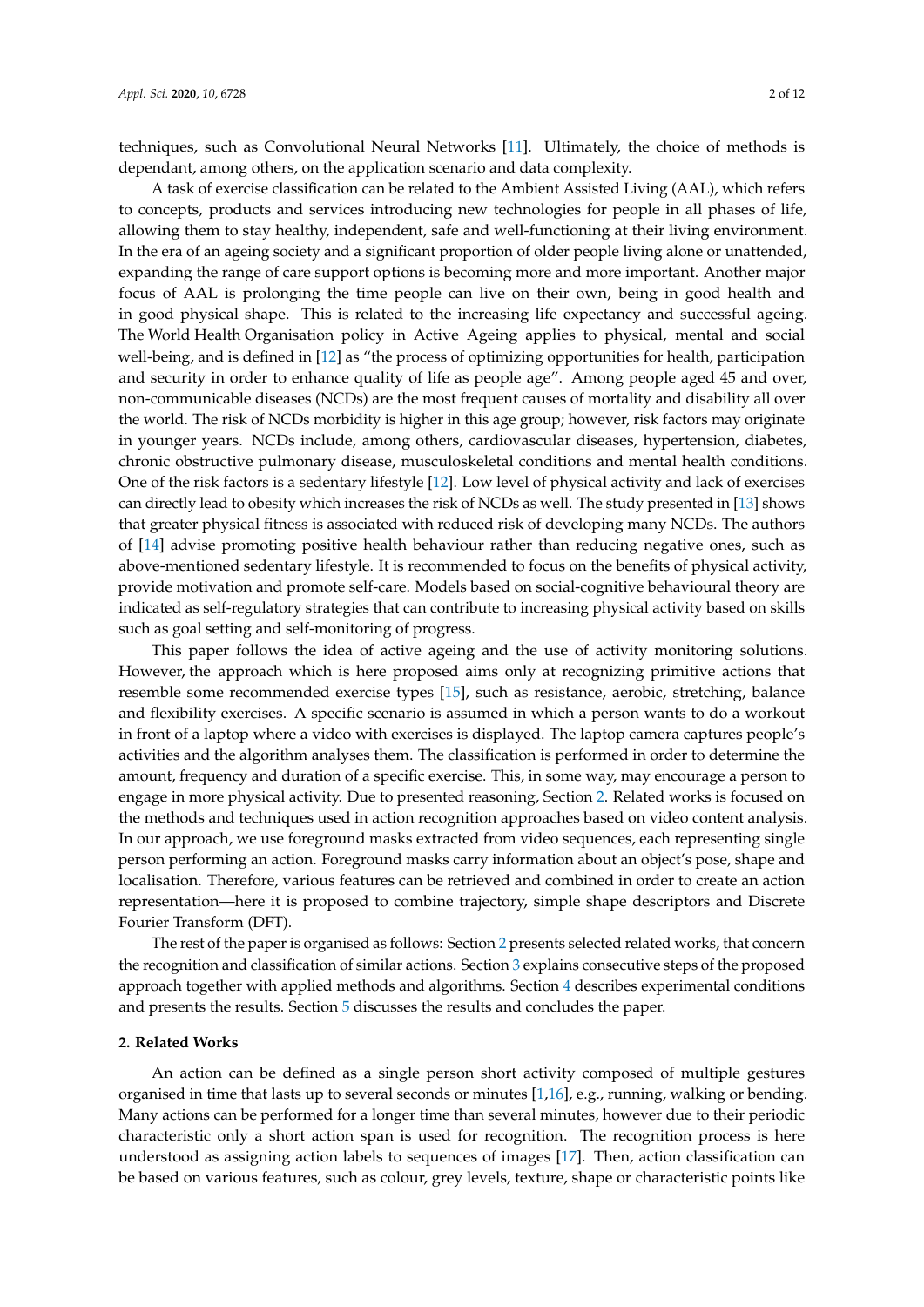techniques, such as Convolutional Neural Networks [11]. Ultimately, the choice of methods is dependant, among others, on the application scenario and data complexity.

A task of exercise classification can be related to the Ambient Assisted Living (AAL), which refers to concepts, products and services introducing new technologies for people in all phases of life, allowing them to stay healthy, independent, safe and well-functioning at their living environment. In the era of an ageing society and a significant proportion of older people living alone or unattended, expanding the range of care support options is becoming more and more important. Another major focus of AAL is prolonging the time people can live on their own, being in good health and in good physical shape. This is related to the increasing life expectancy and successful ageing. The World Health Organisation policy in Active Ageing applies to physical, mental and social well-being, and is defined in [12] as "the process of optimizing opportunities for health, participation and security in order to enhance quality of life as people age". Among people aged 45 and over, non-communicable diseases (NCDs) are the most frequent causes of mortality and disability all over the world. The risk of NCDs morbidity is higher in this age group; however, risk factors may originate in younger years. NCDs include, among others, cardiovascular diseases, hypertension, diabetes, chronic obstructive pulmonary disease, musculoskeletal conditions and mental health conditions. One of the risk factors is a sedentary lifestyle [12]. Low level of physical activity and lack of exercises can directly lead to obesity which increases the risk of NCDs as well. The study presented in [13] shows that greater physical fitness is associated with reduced risk of developing many NCDs. The authors of [14] advise promoting positive health behaviour rather than reducing negative ones, such as above-mentioned sedentary lifestyle. It is recommended to focus on the benefits of physical activity, provide motivation and promote self-care. Models based on social-cognitive behavioural theory are indicated as self-regulatory strategies that can contribute to increasing physical activity based on skills such as goal setting and self-monitoring of progress.

This paper follows the idea of active ageing and the use of activity monitoring solutions. However, the approach which is here proposed aims only at recognizing primitive actions that resemble some recommended exercise types [15], such as resistance, aerobic, stretching, balance and flexibility exercises. A specific scenario is assumed in which a person wants to do a workout in front of a laptop where a video with exercises is displayed. The laptop camera captures people's activities and the algorithm analyses them. The classification is performed in order to determine the amount, frequency and duration of a specific exercise. This, in some way, may encourage a person to engage in more physical activity. Due to presented reasoning, Section 2. Related works is focused on the methods and techniques used in action recognition approaches based on video content analysis. In our approach, we use foreground masks extracted from video sequences, each representing single person performing an action. Foreground masks carry information about an object's pose, shape and localisation. Therefore, various features can be retrieved and combined in order to create an action representation—here it is proposed to combine trajectory, simple shape descriptors and Discrete Fourier Transform (DFT).

The rest of the paper is organised as follows: Section 2 presents selected related works, that concern the recognition and classification of similar actions. Section 3 explains consecutive steps of the proposed approach together with applied methods and algorithms. Section 4 describes experimental conditions and presents the results. Section 5 discusses the results and concludes the paper.

## 2. Related Works

An action can be defined as a single person short activity composed of multiple gestures organised in time that lasts up to several seconds or minutes [1,16], e.g., running, walking or bending. Many actions can be performed for a longer time than several minutes, however due to their periodic characteristic only a short action span is used for recognition. The recognition process is here understood as assigning action labels to sequences of images [17]. Then, action classification can be based on various features, such as colour, grey levels, texture, shape or characteristic points like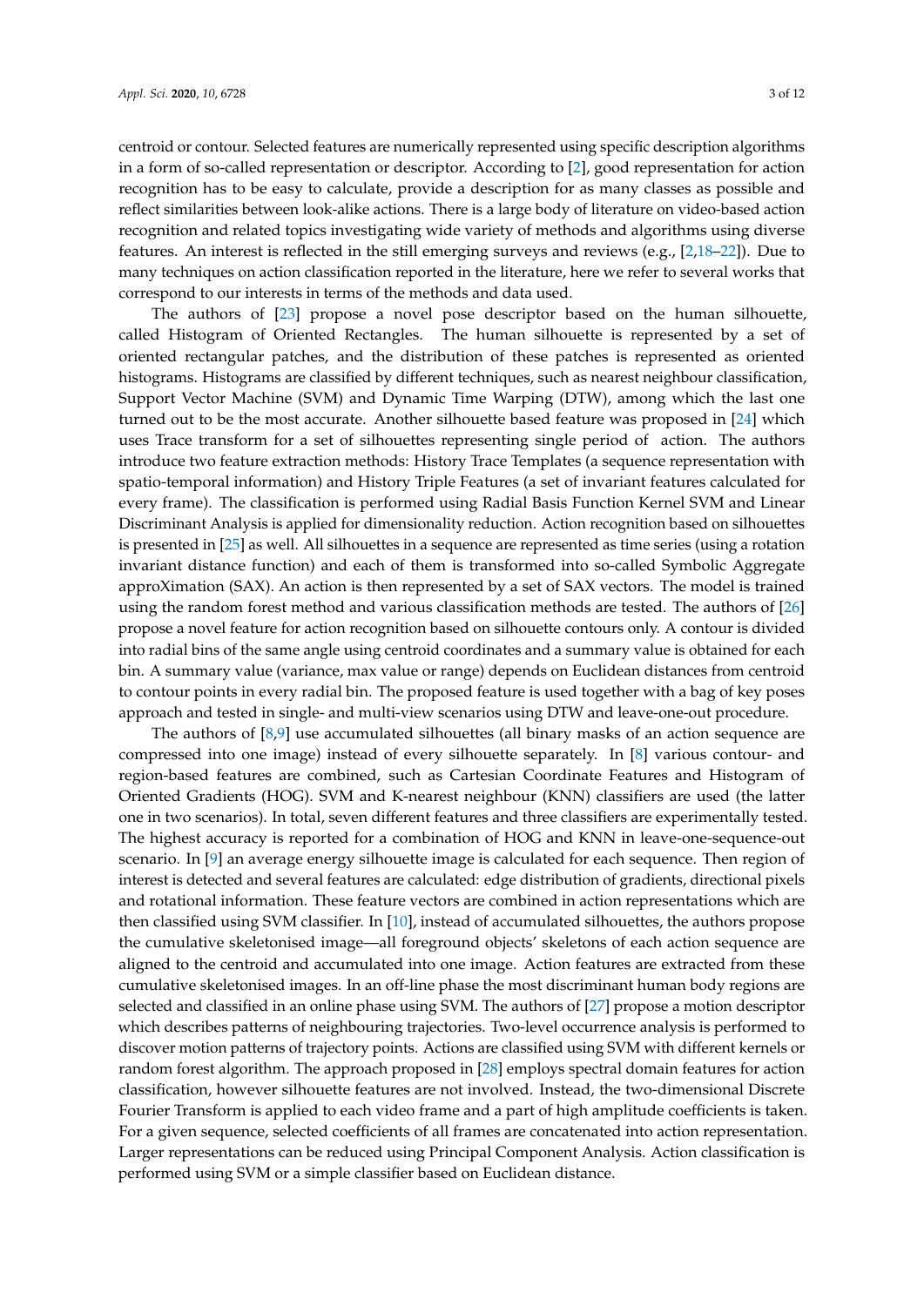centroid or contour. Selected features are numerically represented using specific description algorithms in a form of so-called representation or descriptor. According to [2], good representation for action recognition has to be easy to calculate, provide a description for as many classes as possible and reflect similarities between look-alike actions. There is a large body of literature on video-based action recognition and related topics investigating wide variety of methods and algorithms using diverse features. An interest is reflected in the still emerging surveys and reviews (e.g., [2,18–22]). Due to many techniques on action classification reported in the literature, here we refer to several works that correspond to our interests in terms of the methods and data used.

The authors of [23] propose a novel pose descriptor based on the human silhouette, called Histogram of Oriented Rectangles. The human silhouette is represented by a set of oriented rectangular patches, and the distribution of these patches is represented as oriented histograms. Histograms are classified by different techniques, such as nearest neighbour classification, Support Vector Machine (SVM) and Dynamic Time Warping (DTW), among which the last one turned out to be the most accurate. Another silhouette based feature was proposed in [24] which uses Trace transform for a set of silhouettes representing single period of action. The authors introduce two feature extraction methods: History Trace Templates (a sequence representation with spatio-temporal information) and History Triple Features (a set of invariant features calculated for every frame). The classification is performed using Radial Basis Function Kernel SVM and Linear Discriminant Analysis is applied for dimensionality reduction. Action recognition based on silhouettes is presented in [25] as well. All silhouettes in a sequence are represented as time series (using a rotation invariant distance function) and each of them is transformed into so-called Symbolic Aggregate approXimation (SAX). An action is then represented by a set of SAX vectors. The model is trained using the random forest method and various classification methods are tested. The authors of [26] propose a novel feature for action recognition based on silhouette contours only. A contour is divided into radial bins of the same angle using centroid coordinates and a summary value is obtained for each bin. A summary value (variance, max value or range) depends on Euclidean distances from centroid to contour points in every radial bin. The proposed feature is used together with a bag of key poses approach and tested in single- and multi-view scenarios using DTW and leave-one-out procedure.

The authors of [8,9] use accumulated silhouettes (all binary masks of an action sequence are compressed into one image) instead of every silhouette separately. In [8] various contour- and region-based features are combined, such as Cartesian Coordinate Features and Histogram of Oriented Gradients (HOG). SVM and K-nearest neighbour (KNN) classifiers are used (the latter one in two scenarios). In total, seven different features and three classifiers are experimentally tested. The highest accuracy is reported for a combination of HOG and KNN in leave-one-sequence-out scenario. In [9] an average energy silhouette image is calculated for each sequence. Then region of interest is detected and several features are calculated: edge distribution of gradients, directional pixels and rotational information. These feature vectors are combined in action representations which are then classified using SVM classifier. In [10], instead of accumulated silhouettes, the authors propose the cumulative skeletonised image—all foreground objects' skeletons of each action sequence are aligned to the centroid and accumulated into one image. Action features are extracted from these cumulative skeletonised images. In an off-line phase the most discriminant human body regions are selected and classified in an online phase using SVM. The authors of [27] propose a motion descriptor which describes patterns of neighbouring trajectories. Two-level occurrence analysis is performed to discover motion patterns of trajectory points. Actions are classified using SVM with different kernels or random forest algorithm. The approach proposed in [28] employs spectral domain features for action classification, however silhouette features are not involved. Instead, the two-dimensional Discrete Fourier Transform is applied to each video frame and a part of high amplitude coefficients is taken. For a given sequence, selected coefficients of all frames are concatenated into action representation. Larger representations can be reduced using Principal Component Analysis. Action classification is performed using SVM or a simple classifier based on Euclidean distance.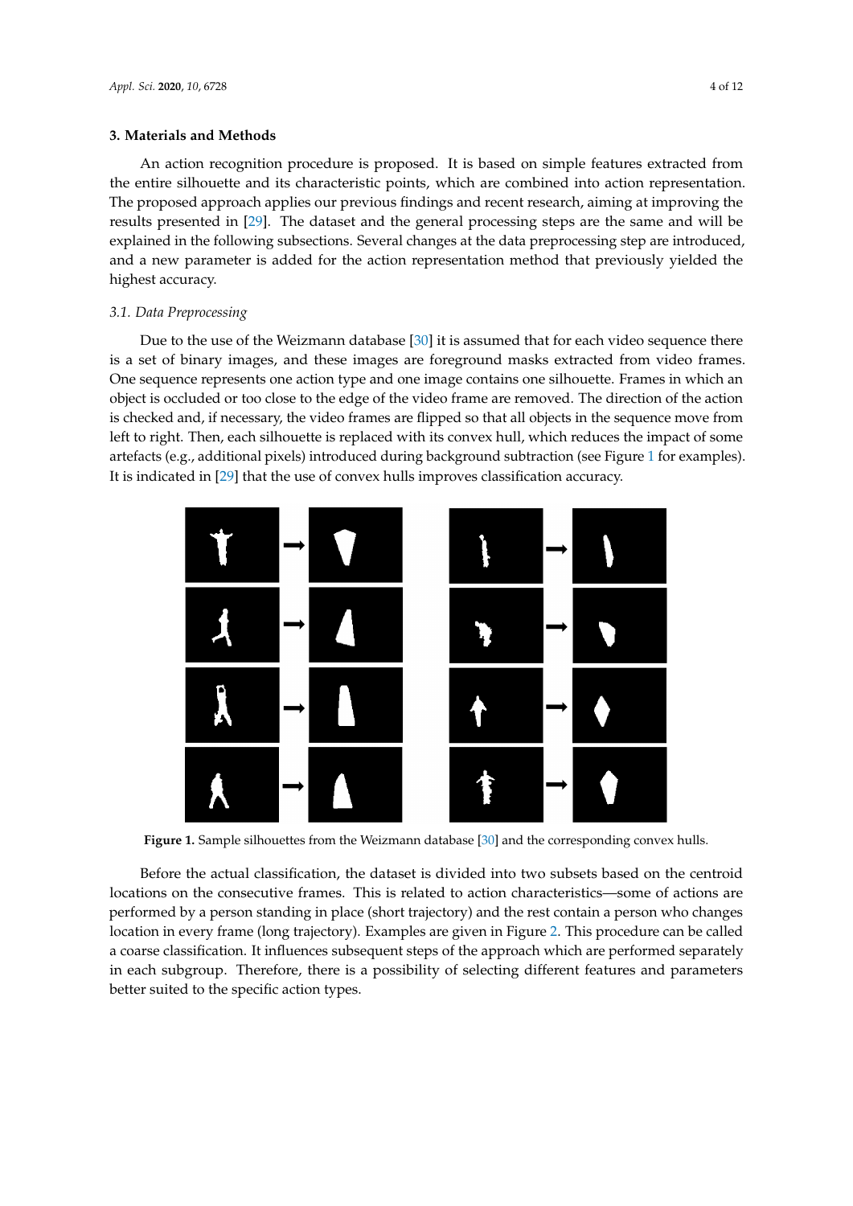## 3. Materials and Methods

An action recognition procedure is proposed. It is based on simple features extracted from the entire silhouette and its characteristic points, which are combined into action representation. The proposed approach applies our previous findings and recent research, aiming at improving the results presented in [29]. The dataset and the general processing steps are the same and will be explained in the following subsections. Several changes at the data preprocessing step are introduced, and a new parameter is added for the action representation method that previously yielded the highest accuracy.

### *3.1. Data Preprocessing*

Due to the use of the Weizmann database [30] it is assumed that for each video sequence there is a set of binary images, and these images are foreground masks extracted from video frames. One sequence represents one action type and one image contains one silhouette. Frames in which an object is occluded or too close to the edge of the video frame are removed. The direction of the action is checked and, if necessary, the video frames are flipped so that all objects in the sequence move from left to right. Then, each silhouette is replaced with its convex hull, which reduces the impact of some artefacts (e.g., additional pixels) introduced during background subtraction (see Figure 1 for examples). It is indicated in [29] that the use of convex hulls improves classification accuracy.

**Figure 1.** Sample silhouettes from the Weizmann database [30] and the corresponding convex hulls.

Before the actual classification, the dataset is divided into two subsets based on the centroid locations on the consecutive frames. This is related to action characteristics—some of actions are performed by a person standing in place (short trajectory) and the rest contain a person who changes location in every frame (long trajectory). Examples are given in Figure 2. This procedure can be called a coarse classification. It influences subsequent steps of the approach which are performed separately in each subgroup. Therefore, there is a possibility of selecting different features and parameters better suited to the specific action types.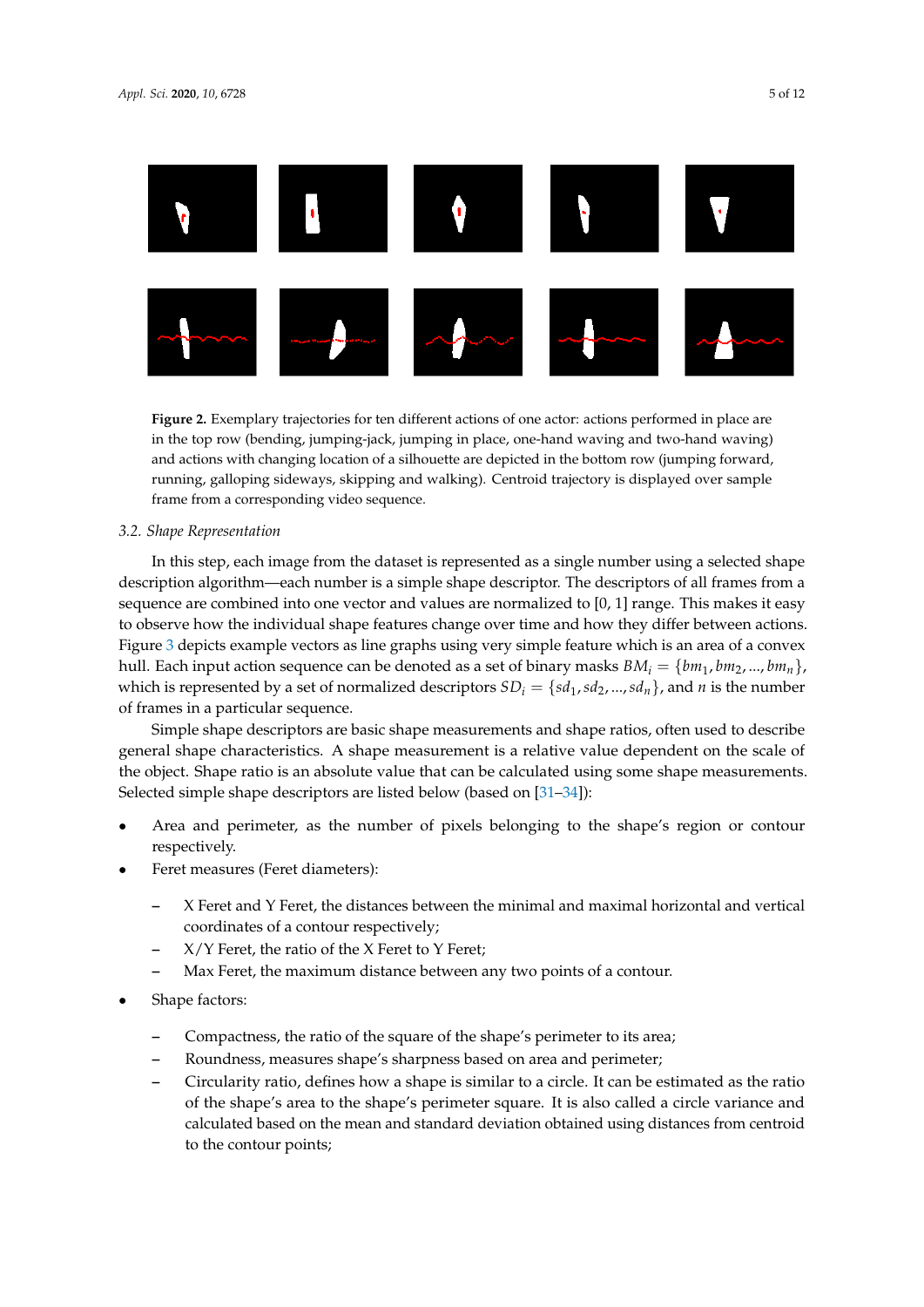**Figure 2.** Exemplary trajectories for ten different actions of one actor: actions performed in place are in the top row (bending, jumping-jack, jumping in place, one-hand waving and two-hand waving) and actions with changing location of a silhouette are depicted in the bottom row (jumping forward, running, galloping sideways, skipping and walking). Centroid trajectory is displayed over sample frame from a corresponding video sequence.

### 3.2. Shape Representation

In this step, each image from the dataset is represented as a single number using a selected shape description algorithm—each number is a simple shape descriptor. The descriptors of all frames from a sequence are combined into one vector and values are normalized to [0, 1] range. This makes it easy to observe how the individual shape features change over time and how they differ between actions. Figure 3 depicts example vectors as line graphs using very simple feature which is an area of a convex hull. Each input action sequence can be denoted as a set of binary masks $BM_i = \{bm_1, bm_2, ..., bm_n\}$, which is represented by a set of normalized descriptors $SD_i = \{sd_1, sd_2, ..., sd_n\}$, and $n$ is the number of frames in a particular sequence.

Simple shape descriptors are basic shape measurements and shape ratios, often used to describe general shape characteristics. A shape measurement is a relative value dependent on the scale of the object. Shape ratio is an absolute value that can be calculated using some shape measurements. Selected simple shape descriptors are listed below (based on [31–34]):

- Area and perimeter, as the number of pixels belonging to the shape's region or contour respectively.
- Feret measures (Feret diameters):
  - X Feret and Y Feret, the distances between the minimal and maximal horizontal and vertical coordinates of a contour respectively;
  - X/Y Feret, the ratio of the X Feret to Y Feret;
  - Max Feret, the maximum distance between any two points of a contour.
- Shape factors:
  - Compactness, the ratio of the square of the shape's perimeter to its area;
  - Roundness, measures shape's sharpness based on area and perimeter;
  - Circularity ratio, defines how a shape is similar to a circle. It can be estimated as the ratio of the shape's area to the shape's perimeter square. It is also called a circle variance and calculated based on the mean and standard deviation obtained using distances from centroid to the contour points;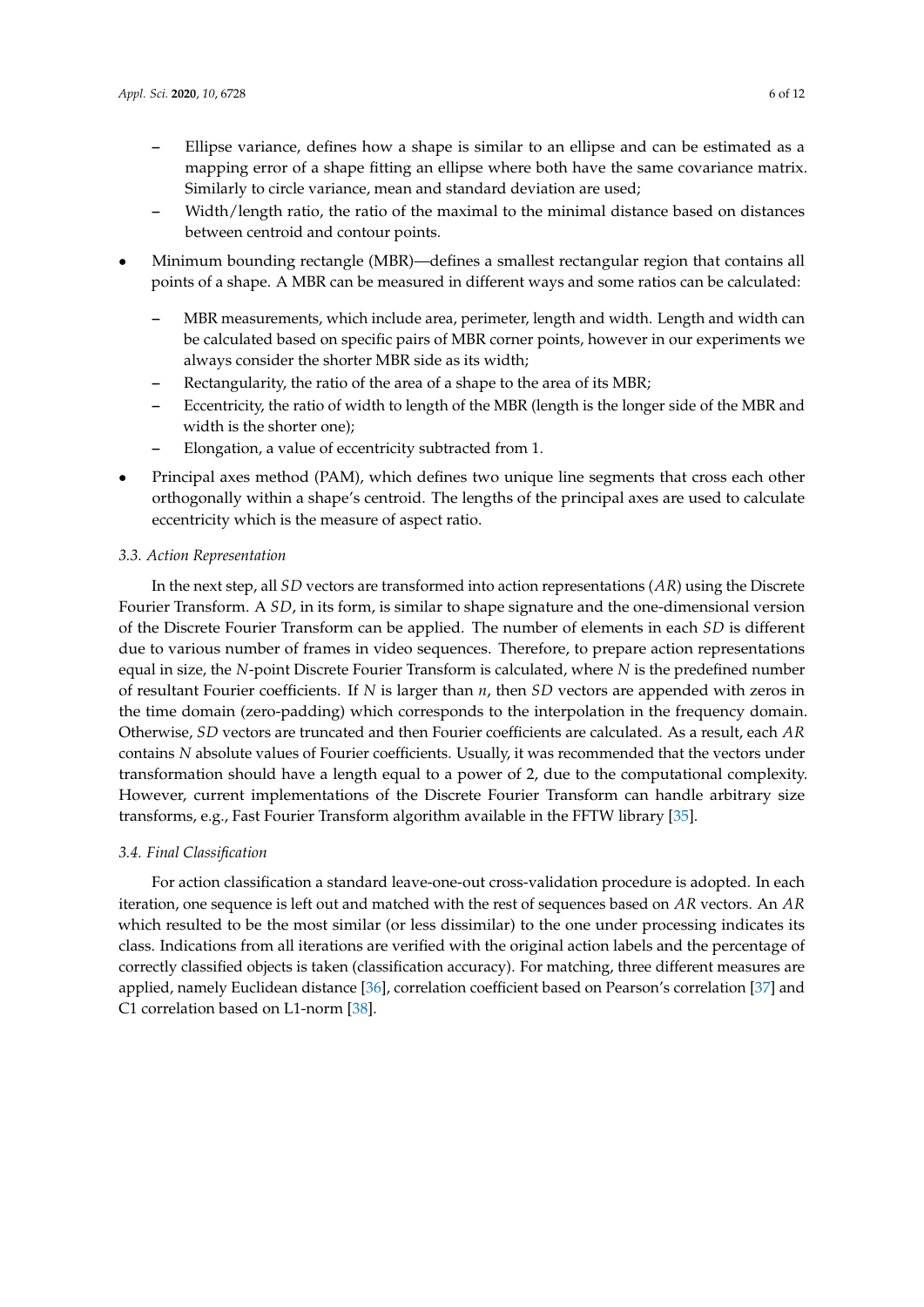- Ellipse variance, defines how a shape is similar to an ellipse and can be estimated as a mapping error of a shape fitting an ellipse where both have the same covariance matrix. Similarly to circle variance, mean and standard deviation are used;
  - Width/length ratio, the ratio of the maximal to the minimal distance based on distances between centroid and contour points.
- Minimum bounding rectangle (MBR)—defines a smallest rectangular region that contains all points of a shape. A MBR can be measured in different ways and some ratios can be calculated:
  - MBR measurements, which include area, perimeter, length and width. Length and width can be calculated based on specific pairs of MBR corner points, however in our experiments we always consider the shorter MBR side as its width;
  - Rectangularity, the ratio of the area of a shape to the area of its MBR;
  - Eccentricity, the ratio of width to length of the MBR (length is the longer side of the MBR and width is the shorter one);
  - Elongation, a value of eccentricity subtracted from 1.
- Principal axes method (PAM), which defines two unique line segments that cross each other orthogonally within a shape's centroid. The lengths of the principal axes are used to calculate eccentricity which is the measure of aspect ratio.

### 3.3. Action Representation

In the next step, all $SD$ vectors are transformed into action representations ($AR$) using the Discrete Fourier Transform. A $SD$, in its form, is similar to shape signature and the one-dimensional version of the Discrete Fourier Transform can be applied. The number of elements in each $SD$ is different due to various number of frames in video sequences. Therefore, to prepare action representations equal in size, the $N$-point Discrete Fourier Transform is calculated, where $N$ is the predefined number of resultant Fourier coefficients. If $N$ is larger than $n$, then $SD$ vectors are appended with zeros in the time domain (zero-padding) which corresponds to the interpolation in the frequency domain. Otherwise, $SD$ vectors are truncated and then Fourier coefficients are calculated. As a result, each $AR$ contains $N$ absolute values of Fourier coefficients. Usually, it was recommended that the vectors under transformation should have a length equal to a power of 2, due to the computational complexity. However, current implementations of the Discrete Fourier Transform can handle arbitrary size transforms, e.g., Fast Fourier Transform algorithm available in the FFTW library [35].

### 3.4. Final Classification

For action classification a standard leave-one-out cross-validation procedure is adopted. In each iteration, one sequence is left out and matched with the rest of sequences based on $AR$ vectors. An $AR$ which resulted to be the most similar (or less dissimilar) to the one under processing indicates its class. Indications from all iterations are verified with the original action labels and the percentage of correctly classified objects is taken (classification accuracy). For matching, three different measures are applied, namely Euclidean distance [36], correlation coefficient based on Pearson's correlation [37] and C1 correlation based on L1-norm [38].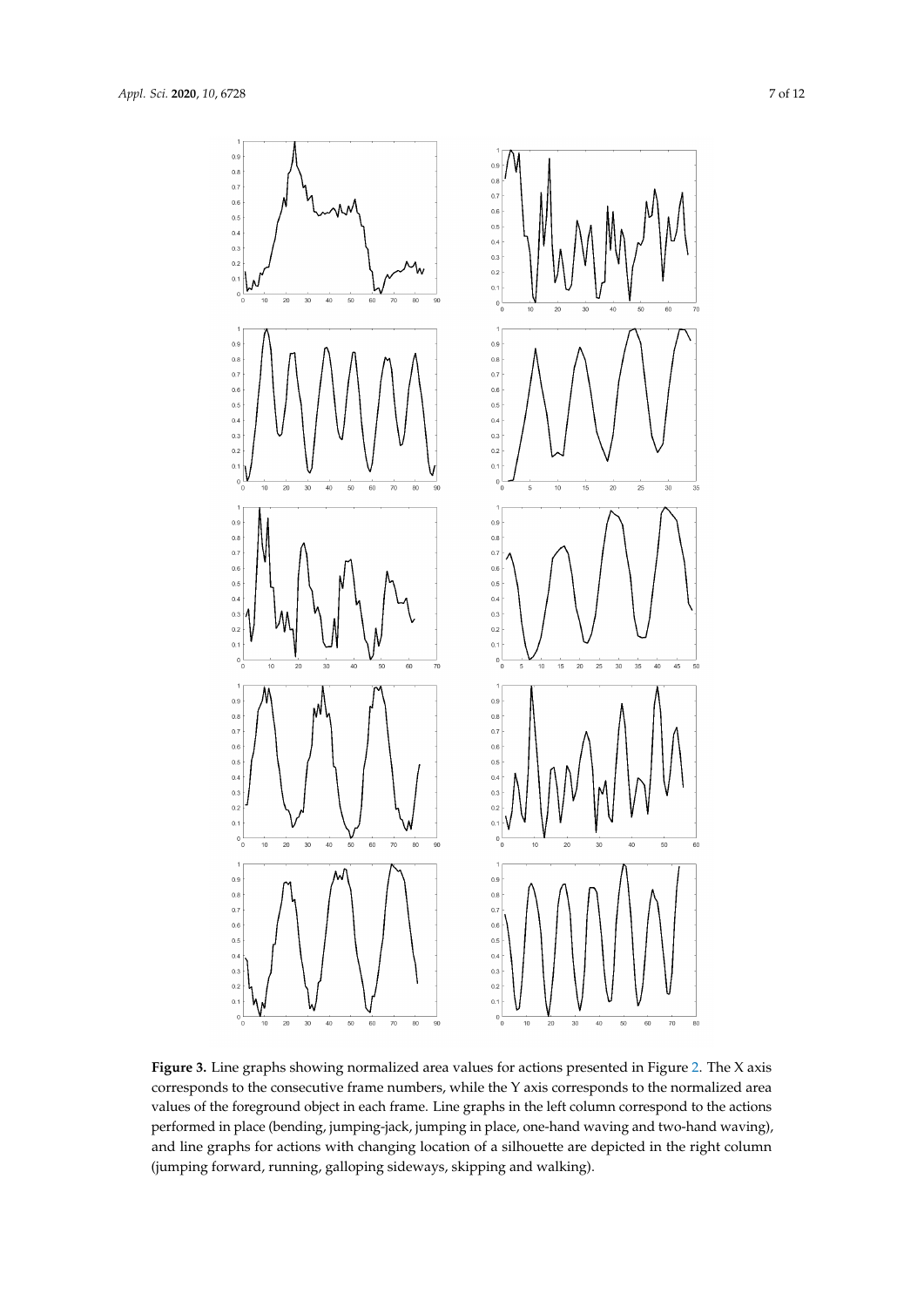**Figure 3.** Line graphs showing normalized area values for actions presented in Figure 2. The X axis corresponds to the consecutive frame numbers, while the Y axis corresponds to the normalized area values of the foreground object in each frame. Line graphs in the left column correspond to the actions performed in place (bending, jumping-jack, jumping in place, one-hand waving and two-hand waving), and line graphs for actions with changing location of a silhouette are depicted in the right column (jumping forward, running, galloping sideways, skipping and walking).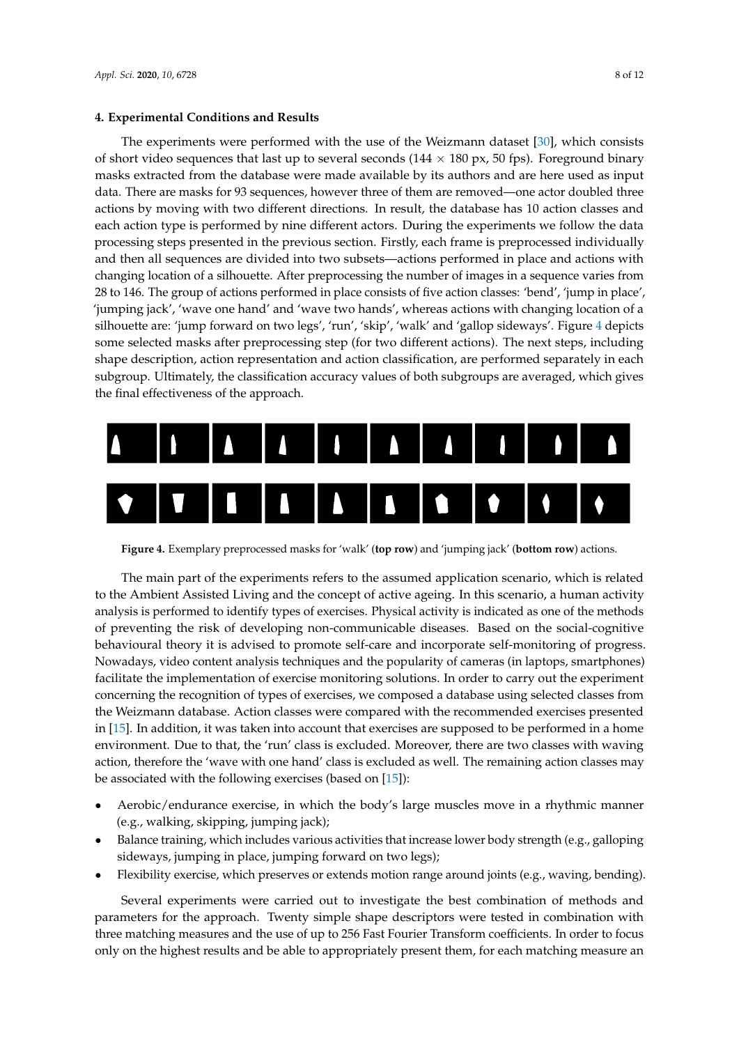## 4. Experimental Conditions and Results

The experiments were performed with the use of the Weizmann dataset [30], which consists of short video sequences that last up to several seconds (144 $\times$ 180 px, 50 fps). Foreground binary masks extracted from the database were made available by its authors and are here used as input data. There are masks for 93 sequences, however three of them are removed—one actor doubled three actions by moving with two different directions. In result, the database has 10 action classes and each action type is performed by nine different actors. During the experiments we follow the data processing steps presented in the previous section. Firstly, each frame is preprocessed individually and then all sequences are divided into two subsets—actions performed in place and actions with changing location of a silhouette. After preprocessing the number of images in a sequence varies from 28 to 146. The group of actions performed in place consists of five action classes: 'bend', 'jump in place', 'jumping jack', 'wave one hand' and 'wave two hands', whereas actions with changing location of a silhouette are: 'jump forward on two legs', 'run', 'skip', 'walk' and 'gallop sideways'. Figure 4 depicts some selected masks after preprocessing step (for two different actions). The next steps, including shape description, action representation and action classification, are performed separately in each subgroup. Ultimately, the classification accuracy values of both subgroups are averaged, which gives the final effectiveness of the approach.

**Figure 4.** Exemplary preprocessed masks for 'walk' (**top row**) and 'jumping jack' (**bottom row**) actions.

The main part of the experiments refers to the assumed application scenario, which is related to the Ambient Assisted Living and the concept of active ageing. In this scenario, a human activity analysis is performed to identify types of exercises. Physical activity is indicated as one of the methods of preventing the risk of developing non-communicable diseases. Based on the social-cognitive behavioural theory it is advised to promote self-care and incorporate self-monitoring of progress. Nowadays, video content analysis techniques and the popularity of cameras (in laptops, smartphones) facilitate the implementation of exercise monitoring solutions. In order to carry out the experiment concerning the recognition of types of exercises, we composed a database using selected classes from the Weizmann database. Action classes were compared with the recommended exercises presented in [15]. In addition, it was taken into account that exercises are supposed to be performed in a home environment. Due to that, the 'run' class is excluded. Moreover, there are two classes with waving action, therefore the 'wave with one hand' class is excluded as well. The remaining action classes may be associated with the following exercises (based on [15]):

- Aerobic/endurance exercise, in which the body's large muscles move in a rhythmic manner (e.g., walking, skipping, jumping jack);
- Balance training, which includes various activities that increase lower body strength (e.g., galloping sideways, jumping in place, jumping forward on two legs);
- Flexibility exercise, which preserves or extends motion range around joints (e.g., waving, bending).

Several experiments were carried out to investigate the best combination of methods and parameters for the approach. Twenty simple shape descriptors were tested in combination with three matching measures and the use of up to 256 Fast Fourier Transform coefficients. In order to focus only on the highest results and be able to appropriately present them, for each matching measure an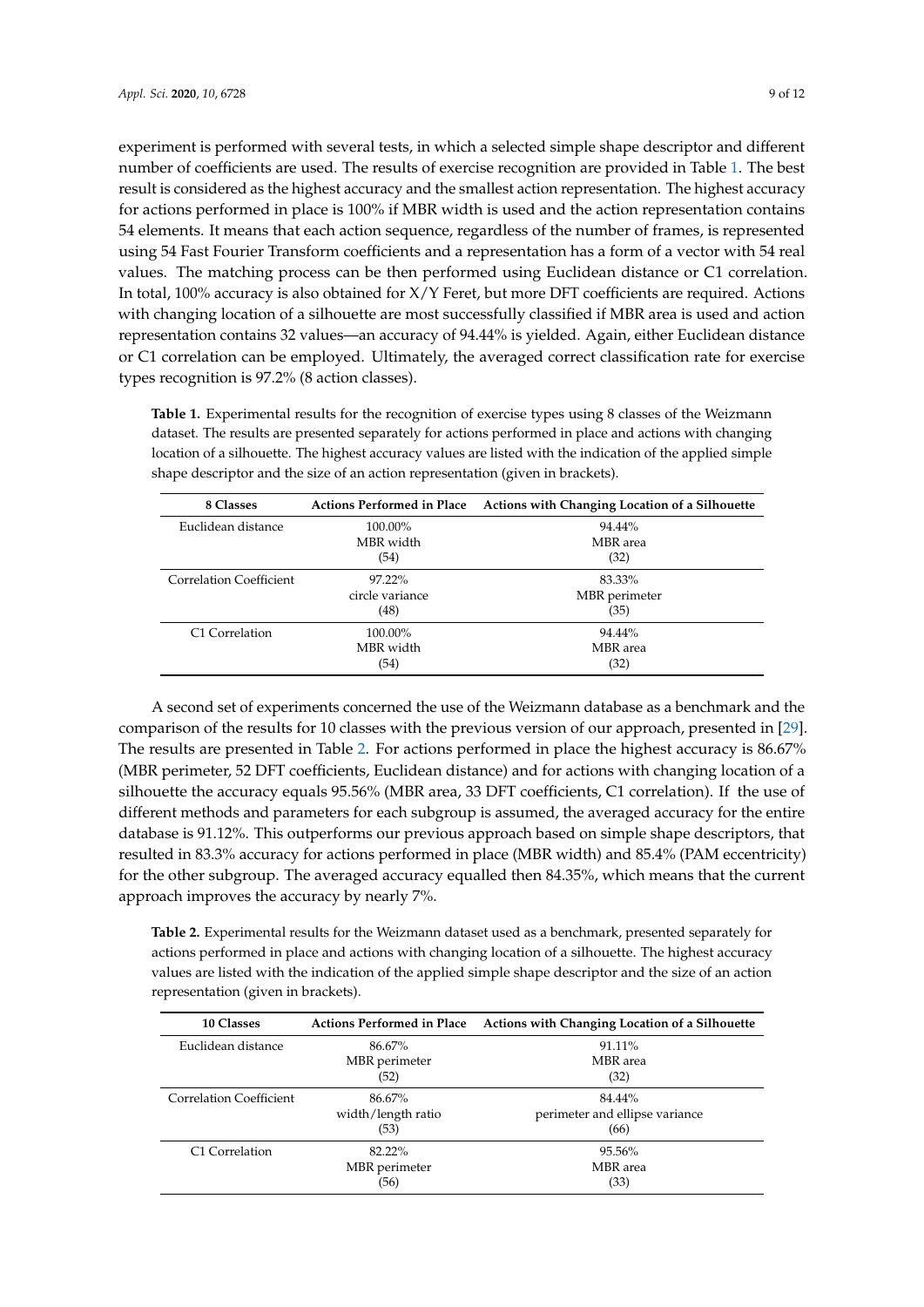experiment is performed with several tests, in which a selected simple shape descriptor and different number of coefficients are used. The results of exercise recognition are provided in Table 1. The best result is considered as the highest accuracy and the smallest action representation. The highest accuracy for actions performed in place is 100% if MBR width is used and the action representation contains 54 elements. It means that each action sequence, regardless of the number of frames, is represented using 54 Fast Fourier Transform coefficients and a representation has a form of a vector with 54 real values. The matching process can be then performed using Euclidean distance or C1 correlation. In total, 100% accuracy is also obtained for X/Y Feret, but more DFT coefficients are required. Actions with changing location of a silhouette are most successfully classified if MBR area is used and action representation contains 32 values—an accuracy of 94.44% is yielded. Again, either Euclidean distance or C1 correlation can be employed. Ultimately, the averaged correct classification rate for exercise types recognition is 97.2% (8 action classes).

**Table 1.** Experimental results for the recognition of exercise types using 8 classes of the Weizmann dataset. The results are presented separately for actions performed in place and actions with changing location of a silhouette. The highest accuracy values are listed with the indication of the applied simple shape descriptor and the size of an action representation (given in brackets).

| 8 Classes | Actions Performed in Place | Actions with Changing Location of a Silhouette |
|---|---|---|
| Euclidean distance | 100.00%<br>MBR width<br>(54) | 94.44%<br>MBR area<br>(32) |
| Correlation Coefficient | 97.22%<br>circle variance<br>(48) | 83.33%<br>MBR perimeter<br>(35) |
| C1 Correlation | 100.00%<br>MBR width<br>(54) | 94.44%<br>MBR area<br>(32) |

A second set of experiments concerned the use of the Weizmann database as a benchmark and the comparison of the results for 10 classes with the previous version of our approach, presented in [29]. The results are presented in Table 2. For actions performed in place the highest accuracy is 86.67% (MBR perimeter, 52 DFT coefficients, Euclidean distance) and for actions with changing location of a silhouette the accuracy equals 95.56% (MBR area, 33 DFT coefficients, C1 correlation). If the use of different methods and parameters for each subgroup is assumed, the averaged accuracy for the entire database is 91.12%. This outperforms our previous approach based on simple shape descriptors, that resulted in 83.3% accuracy for actions performed in place (MBR width) and 85.4% (PAM eccentricity) for the other subgroup. The averaged accuracy equalled then 84.35%, which means that the current approach improves the accuracy by nearly 7%.

**Table 2.** Experimental results for the Weizmann dataset used as a benchmark, presented separately for actions performed in place and actions with changing location of a silhouette. The highest accuracy values are listed with the indication of the applied simple shape descriptor and the size of an action representation (given in brackets).

| 10 Classes | Actions Performed in Place | Actions with Changing Location of a Silhouette |
|---|---|---|
| Euclidean distance | 86.67%<br>MBR perimeter<br>(52) | 91.11%<br>MBR area<br>(32) |
| Correlation Coefficient | 86.67%<br>width/length ratio<br>(53) | 84.44%<br>perimeter and ellipse variance<br>(66) |
| C1 Correlation | 82.22%<br>MBR perimeter<br>(56) | 95.56%<br>MBR area<br>(33) |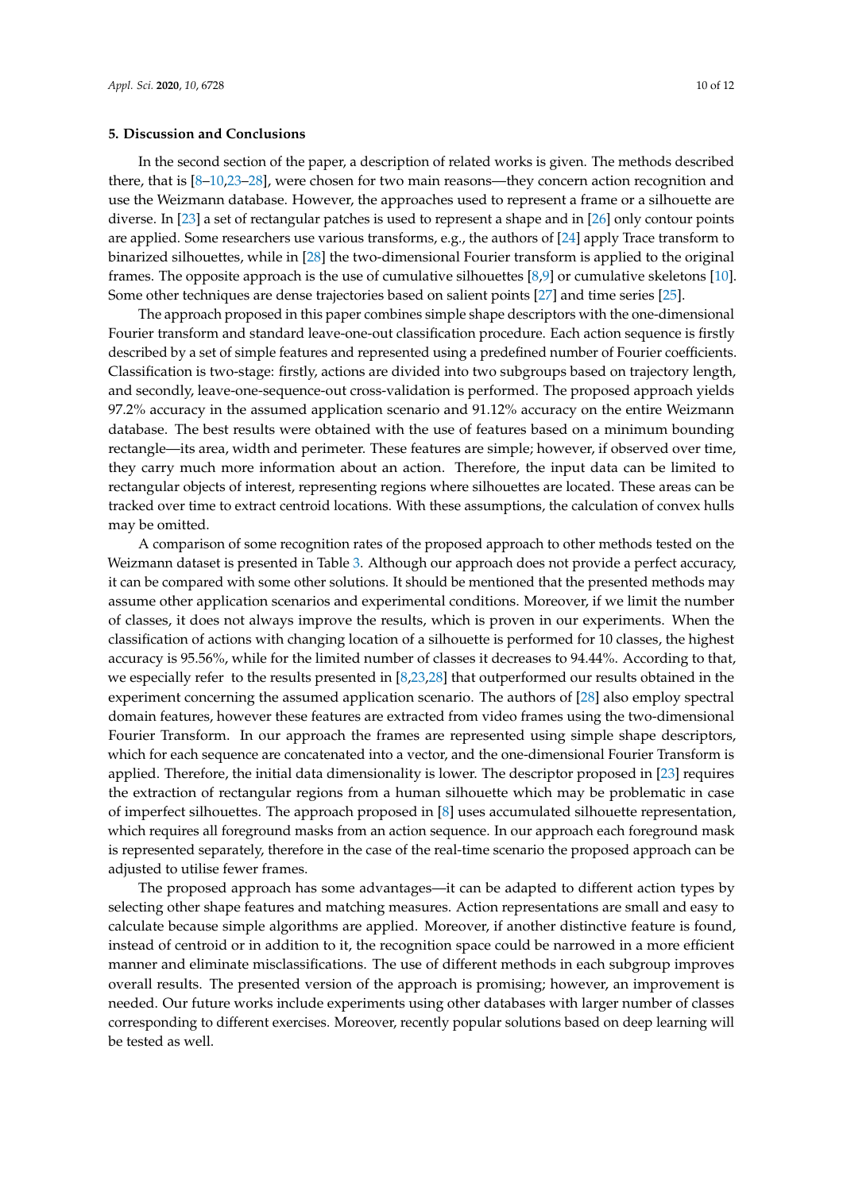## 5. Discussion and Conclusions

In the second section of the paper, a description of related works is given. The methods described there, that is [8–10,23–28], were chosen for two main reasons—they concern action recognition and use the Weizmann database. However, the approaches used to represent a frame or a silhouette are diverse. In [23] a set of rectangular patches is used to represent a shape and in [26] only contour points are applied. Some researchers use various transforms, e.g., the authors of [24] apply Trace transform to binarized silhouettes, while in [28] the two-dimensional Fourier transform is applied to the original frames. The opposite approach is the use of cumulative silhouettes [8,9] or cumulative skeletons [10]. Some other techniques are dense trajectories based on salient points [27] and time series [25].

The approach proposed in this paper combines simple shape descriptors with the one-dimensional Fourier transform and standard leave-one-out classification procedure. Each action sequence is firstly described by a set of simple features and represented using a predefined number of Fourier coefficients. Classification is two-stage: firstly, actions are divided into two subgroups based on trajectory length, and secondly, leave-one-sequence-out cross-validation is performed. The proposed approach yields 97.2% accuracy in the assumed application scenario and 91.12% accuracy on the entire Weizmann database. The best results were obtained with the use of features based on a minimum bounding rectangle—its area, width and perimeter. These features are simple; however, if observed over time, they carry much more information about an action. Therefore, the input data can be limited to rectangular objects of interest, representing regions where silhouettes are located. These areas can be tracked over time to extract centroid locations. With these assumptions, the calculation of convex hulls may be omitted.

A comparison of some recognition rates of the proposed approach to other methods tested on the Weizmann dataset is presented in Table 3. Although our approach does not provide a perfect accuracy, it can be compared with some other solutions. It should be mentioned that the presented methods may assume other application scenarios and experimental conditions. Moreover, if we limit the number of classes, it does not always improve the results, which is proven in our experiments. When the classification of actions with changing location of a silhouette is performed for 10 classes, the highest accuracy is 95.56%, while for the limited number of classes it decreases to 94.44%. According to that, we especially refer to the results presented in [8,23,28] that outperformed our results obtained in the experiment concerning the assumed application scenario. The authors of [28] also employ spectral domain features, however these features are extracted from video frames using the two-dimensional Fourier Transform. In our approach the frames are represented using simple shape descriptors, which for each sequence are concatenated into a vector, and the one-dimensional Fourier Transform is applied. Therefore, the initial data dimensionality is lower. The descriptor proposed in [23] requires the extraction of rectangular regions from a human silhouette which may be problematic in case of imperfect silhouettes. The approach proposed in [8] uses accumulated silhouette representation, which requires all foreground masks from an action sequence. In our approach each foreground mask is represented separately, therefore in the case of the real-time scenario the proposed approach can be adjusted to utilise fewer frames.

The proposed approach has some advantages—it can be adapted to different action types by selecting other shape features and matching measures. Action representations are small and easy to calculate because simple algorithms are applied. Moreover, if another distinctive feature is found, instead of centroid or in addition to it, the recognition space could be narrowed in a more efficient manner and eliminate misclassifications. The use of different methods in each subgroup improves overall results. The presented version of the approach is promising; however, an improvement is needed. Our future works include experiments using other databases with larger number of classes corresponding to different exercises. Moreover, recently popular solutions based on deep learning will be tested as well.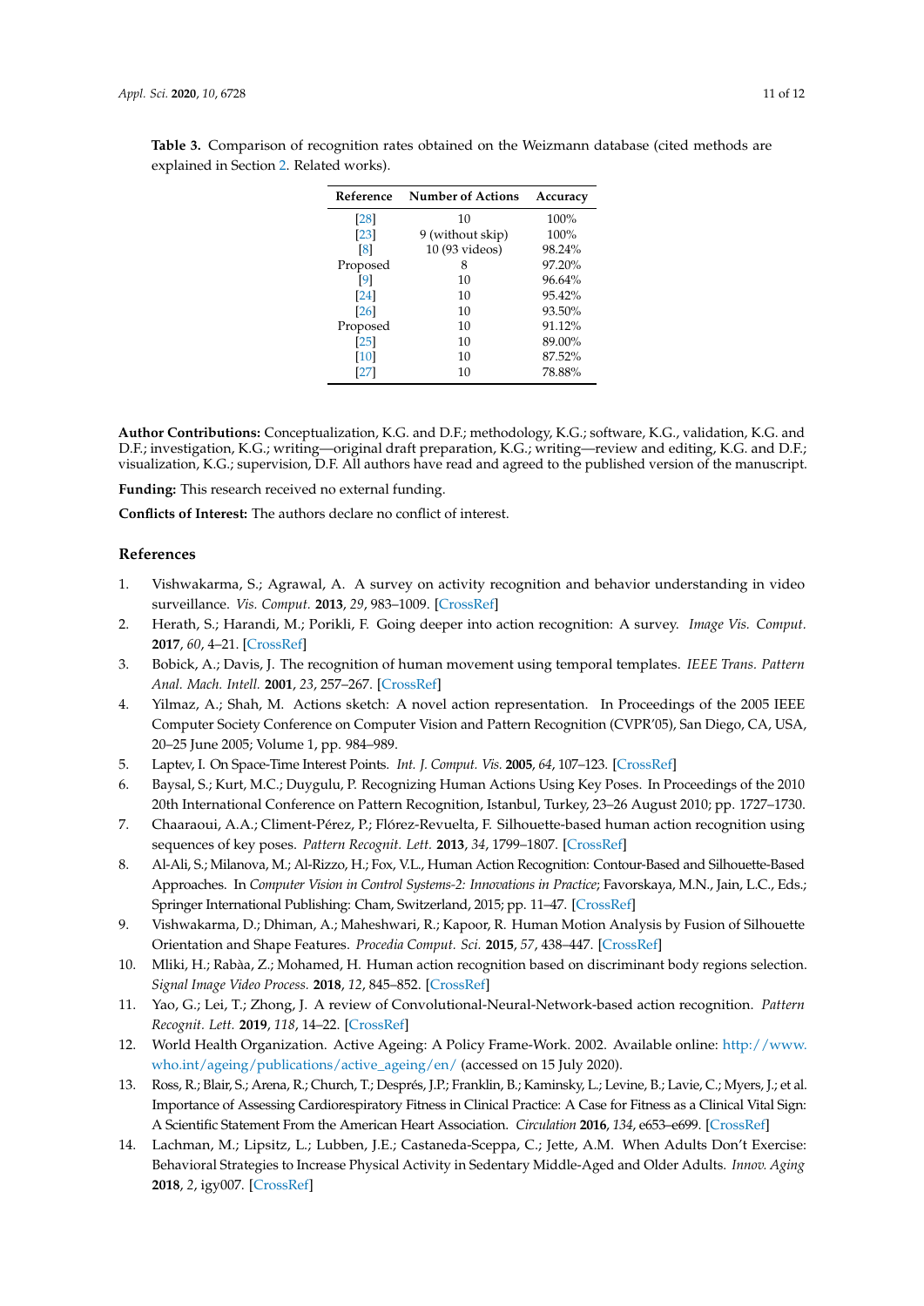**Table 3.** Comparison of recognition rates obtained on the Weizmann database (cited methods are explained in Section 2. Related works).

| Reference | Number of Actions | Accuracy |
|---|---|---|
| [28] | 10 | 100% |
| [23] | 9 (without skip) | 100% |
| [8] | 10 (93 videos) | 98.24% |
| Proposed | 8 | 97.20% |
| [9] | 10 | 96.64% |
| [24] | 10 | 95.42% |
| [26] | 10 | 93.50% |
| Proposed | 10 | 91.12% |
| [25] | 10 | 89.00% |
| [10] | 10 | 87.52% |
| [27] | 10 | 78.88% |

**Author Contributions:** Conceptualization, K.G. and D.F.; methodology, K.G.; software, K.G., validation, K.G. and D.F.; investigation, K.G.; writing—original draft preparation, K.G.; writing—review and editing, K.G. and D.F.; visualization, K.G.; supervision, D.F. All authors have read and agreed to the published version of the manuscript.

**Funding:** This research received no external funding.

**Conflicts of Interest:** The authors declare no conflict of interest.

## References

1. Vishwakarma, S.; Agrawal, A. A survey on activity recognition and behavior understanding in video surveillance. *Vis. Comput.* **2013**, *29*, 983–1009. [CrossRef]
2. Herath, S.; Harandi, M.; Porikli, F. Going deeper into action recognition: A survey. *Image Vis. Comput.* **2017**, *60*, 4–21. [CrossRef]
3. Bobick, A.; Davis, J. The recognition of human movement using temporal templates. *IEEE Trans. Pattern Anal. Mach. Intell.* **2001**, *23*, 257–267. [CrossRef]
4. Yilmaz, A.; Shah, M. Actions sketch: A novel action representation. In Proceedings of the 2005 IEEE Computer Society Conference on Computer Vision and Pattern Recognition (CVPR'05), San Diego, CA, USA, 20–25 June 2005; Volume 1, pp. 984–989.
5. Laptev, I. On Space-Time Interest Points. *Int. J. Comput. Vis.* **2005**, *64*, 107–123. [CrossRef]
6. Baysal, S.; Kurt, M.C.; Duygulu, P. Recognizing Human Actions Using Key Poses. In Proceedings of the 2010 20th International Conference on Pattern Recognition, Istanbul, Turkey, 23–26 August 2010; pp. 1727–1730.
7. Chaaraoui, A.A.; Climent-Pérez, P.; Flórez-Revuelta, F. Silhouette-based human action recognition using sequences of key poses. *Pattern Recognit. Lett.* **2013**, *34*, 1799–1807. [CrossRef]
8. Al-Ali, S.; Milanova, M.; Al-Rizzo, H.; Fox, V.L., Human Action Recognition: Contour-Based and Silhouette-Based Approaches. In *Computer Vision in Control Systems-2: Innovations in Practice*; Favorskaya, M.N., Jain, L.C., Eds.; Springer International Publishing: Cham, Switzerland, 2015; pp. 11–47. [CrossRef]
9. Vishwakarma, D.; Dhiman, A.; Maheshwari, R.; Kapoor, R. Human Motion Analysis by Fusion of Silhouette Orientation and Shape Features. *Procedia Comput. Sci.* **2015**, *57*, 438–447. [CrossRef]
10. Mliki, H.; Rabàa, Z.; Mohamed, H. Human action recognition based on discriminant body regions selection. *Signal Image Video Process.* **2018**, *12*, 845–852. [CrossRef]
11. Yao, G.; Lei, T.; Zhong, J. A review of Convolutional-Neural-Network-based action recognition. *Pattern Recognit. Lett.* **2019**, *118*, 14–22. [CrossRef]
12. World Health Organization. Active Ageing: A Policy Frame-Work. 2002. Available online: http://www.who.int/ageing/publications/active_ageing/en/ (accessed on 15 July 2020).
13. Ross, R.; Blair, S.; Arena, R.; Church, T.; Després, J.P.; Franklin, B.; Kaminsky, L.; Levine, B.; Lavie, C.; Myers, J.; et al. Importance of Assessing Cardiorespiratory Fitness in Clinical Practice: A Case for Fitness as a Clinical Vital Sign: A Scientific Statement From the American Heart Association. *Circulation* **2016**, *134*, e653–e699. [CrossRef]
14. Lachman, M.; Lipsitz, L.; Lubben, J.E.; Castaneda-Sceppa, C.; Jette, A.M. When Adults Don't Exercise: Behavioral Strategies to Increase Physical Activity in Sedentary Middle-Aged and Older Adults. *Innov. Aging* **2018**, *2*, igy007. [CrossRef]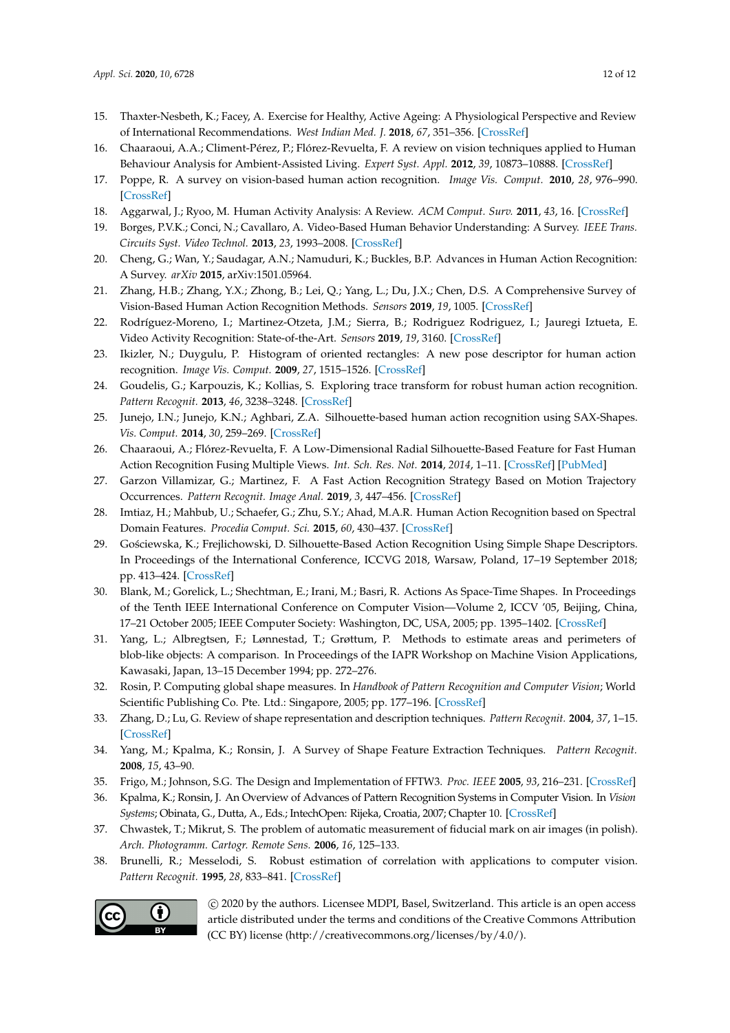15. Thaxter-Nesbeth, K.; Facey, A. Exercise for Healthy, Active Ageing: A Physiological Perspective and Review of International Recommendations. *West Indian Med. J.* **2018**, *67*, 351–356. [CrossRef]
16. Chaaraoui, A.A.; Climent-Pérez, P.; Flórez-Revuelta, F. A review on vision techniques applied to Human Behaviour Analysis for Ambient-Assisted Living. *Expert Syst. Appl.* **2012**, *39*, 10873–10888. [CrossRef]
17. Poppe, R. A survey on vision-based human action recognition. *Image Vis. Comput.* **2010**, *28*, 976–990. [CrossRef]
18. Aggarwal, J.; Ryoo, M. Human Activity Analysis: A Review. *ACM Comput. Surv.* **2011**, *43*, 16. [CrossRef]
19. Borges, P.V.K.; Conci, N.; Cavallaro, A. Video-Based Human Behavior Understanding: A Survey. *IEEE Trans. Circuits Syst. Video Technol.* **2013**, *23*, 1993–2008. [CrossRef]
20. Cheng, G.; Wan, Y.; Saudagar, A.N.; Namuduri, K.; Buckles, B.P. Advances in Human Action Recognition: A Survey. *arXiv* **2015**, arXiv:1501.05964.
21. Zhang, H.B.; Zhang, Y.X.; Zhong, B.; Lei, Q.; Yang, L.; Du, J.X.; Chen, D.S. A Comprehensive Survey of Vision-Based Human Action Recognition Methods. *Sensors* **2019**, *19*, 1005. [CrossRef]
22. Rodríguez-Moreno, I.; Martínez-Otzeta, J.M.; Sierra, B.; Rodriguez Rodriguez, I.; Jauregi Iztueta, E. Video Activity Recognition: State-of-the-Art. *Sensors* **2019**, *19*, 3160. [CrossRef]
23. Ikizler, N.; Duygulu, P. Histogram of oriented rectangles: A new pose descriptor for human action recognition. *Image Vis. Comput.* **2009**, *27*, 1515–1526. [CrossRef]
24. Goudelis, G.; Karpouzis, K.; Kollias, S. Exploring trace transform for robust human action recognition. *Pattern Recognit.* **2013**, *46*, 3238–3248. [CrossRef]
25. Junejo, I.N.; Junejo, K.N.; Aghbari, Z.A. Silhouette-based human action recognition using SAX-Shapes. *Vis. Comput.* **2014**, *30*, 259–269. [CrossRef]
26. Chaaraoui, A.; Flórez-Revuelta, F. A Low-Dimensional Radial Silhouette-Based Feature for Fast Human Action Recognition Fusing Multiple Views. *Int. Sch. Res. Not.* **2014**, *2014*, 1–11. [CrossRef] [PubMed]
27. Garzon Villamizar, G.; Martinez, F. A Fast Action Recognition Strategy Based on Motion Trajectory Occurrences. *Pattern Recognit. Image Anal.* **2019**, *3*, 447–456. [CrossRef]
28. Imtiaz, H.; Mahbub, U.; Schaefer, G.; Zhu, S.Y.; Ahad, M.A.R. Human Action Recognition based on Spectral Domain Features. *Procedia Comput. Sci.* **2015**, *60*, 430–437. [CrossRef]
29. Gościewska, K.; Frejlichowski, D. Silhouette-Based Action Recognition Using Simple Shape Descriptors. In Proceedings of the International Conference, ICCVG 2018, Warsaw, Poland, 17–19 September 2018; pp. 413–424. [CrossRef]
30. Blank, M.; Gorelick, L.; Shechtman, E.; Irani, M.; Basri, R. Actions As Space-Time Shapes. In Proceedings of the Tenth IEEE International Conference on Computer Vision—Volume 2, ICCV '05, Beijing, China, 17–21 October 2005; IEEE Computer Society: Washington, DC, USA, 2005; pp. 1395–1402. [CrossRef]
31. Yang, L.; Albregtsen, F.; Lønnestad, T.; Grøttum, P. Methods to estimate areas and perimeters of blob-like objects: A comparison. In Proceedings of the IAPR Workshop on Machine Vision Applications, Kawasaki, Japan, 13–15 December 1994; pp. 272–276.
32. Rosin, P. Computing global shape measures. In *Handbook of Pattern Recognition and Computer Vision*; World Scientific Publishing Co. Pte. Ltd.: Singapore, 2005; pp. 177–196. [CrossRef]
33. Zhang, D.; Lu, G. Review of shape representation and description techniques. *Pattern Recognit.* **2004**, *37*, 1–15. [CrossRef]
34. Yang, M.; Kpalma, K.; Ronsin, J. A Survey of Shape Feature Extraction Techniques. *Pattern Recognit.* **2008**, *15*, 43–90.
35. Frigo, M.; Johnson, S.G. The Design and Implementation of FFTW3. *Proc. IEEE* **2005**, *93*, 216–231. [CrossRef]
36. Kpalma, K.; Ronsin, J. An Overview of Advances of Pattern Recognition Systems in Computer Vision. In *Vision Systems*; Obinata, G., Dutta, A., Eds.; IntechOpen: Rijeka, Croatia, 2007; Chapter 10. [CrossRef]
37. Chwastek, T.; Mikrut, S. The problem of automatic measurement of fiducial mark on air images (in polish). *Arch. Photogramm. Cartogr. Remote Sens.* **2006**, *16*, 125–133.
38. Brunelli, R.; Messelodi, S. Robust estimation of correlation with applications to computer vision. *Pattern Recognit.* **1995**, *28*, 833–841. [CrossRef]

© 2020 by the authors. Licensee MDPI, Basel, Switzerland. This article is an open access article distributed under the terms and conditions of the Creative Commons Attribution (CC BY) license (http://creativecommons.org/licenses/by/4.0/).